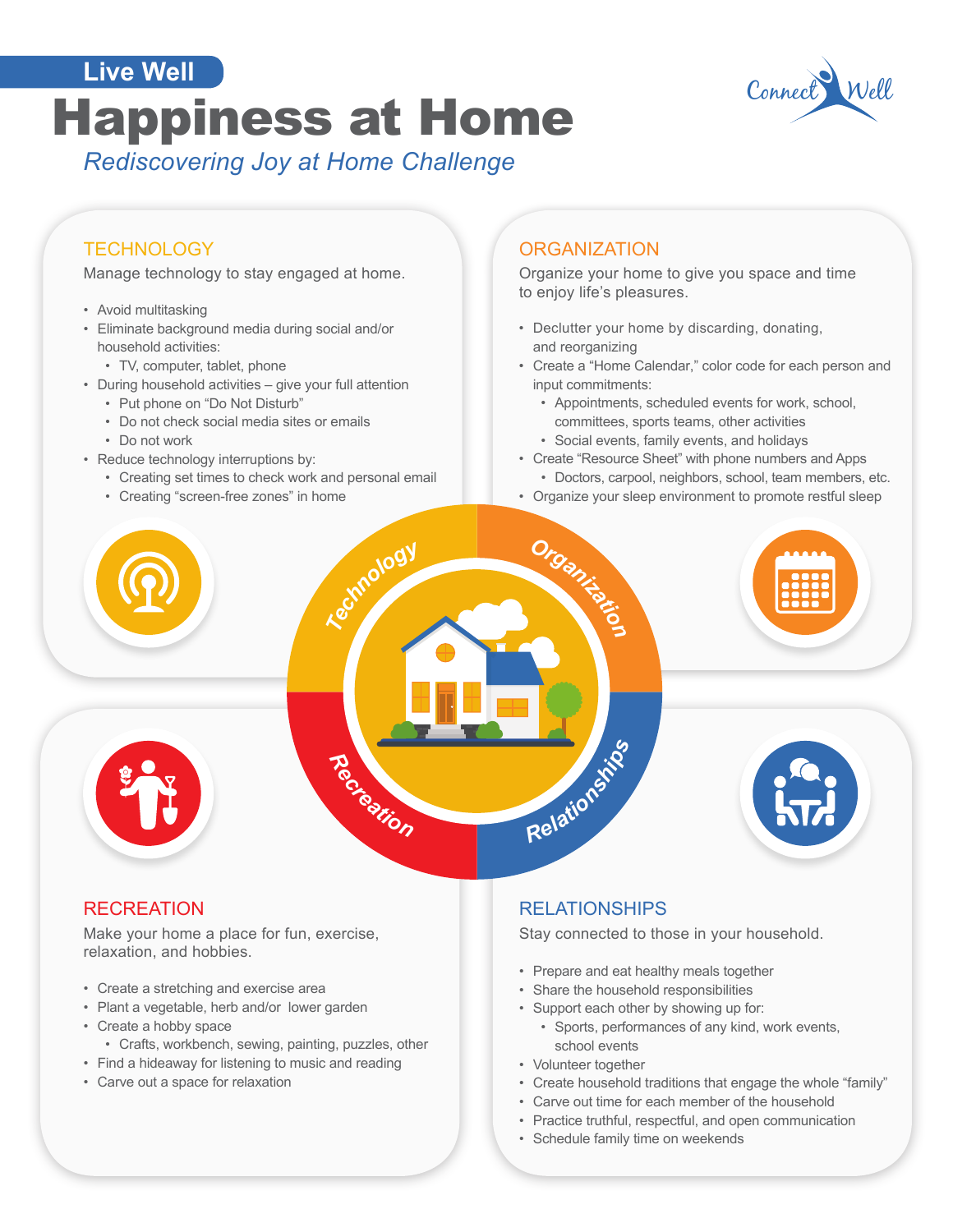Live Well

# Happiness at Home

*Rediscovering Joy at Home Challenge*

## TECHNOLOGY

Manage technology to stay engaged at home.

- Avoid multitasking
- Eliminate background media during social and/or household activities:
  - TV, computer, tablet, phone
- During household activities – give your full attention
  - Put phone on "Do Not Disturb"
  - Do not check social media sites or emails
  - Do not work
- Reduce technology interruptions by:
  - Creating set times to check work and personal email
  - Creating "screen-free zones" in home

## ORGANIZATION

Organize your home to give you space and time to enjoy life's pleasures.

- Declutter your home by discarding, donating, and reorganizing
- Create a "Home Calendar," color code for each person and input commitments:
  - Appointments, scheduled events for work, school, committees, sports teams, other activities
  - Social events, family events, and holidays
- Create "Resource Sheet" with phone numbers and Apps
  - Doctors, carpool, neighbors, school, team members, etc.
- Organize your sleep environment to promote restful sleep

## RECREATION

Make your home a place for fun, exercise, relaxation, and hobbies.

- Create a stretching and exercise area
- Plant a vegetable, herb and/or lower garden
- Create a hobby space
  - Crafts, workbench, sewing, painting, puzzles, other
- Find a hideaway for listening to music and reading
- Carve out a space for relaxation

## RELATIONSHIPS

Stay connected to those in your household.

- Prepare and eat healthy meals together
- Share the household responsibilities
- Support each other by showing up for:
  - Sports, performances of any kind, work events, school events
- Volunteer together
- Create household traditions that engage the whole "family"
- Carve out time for each member of the household
- Practice truthful, respectful, and open communication
- Schedule family time on weekends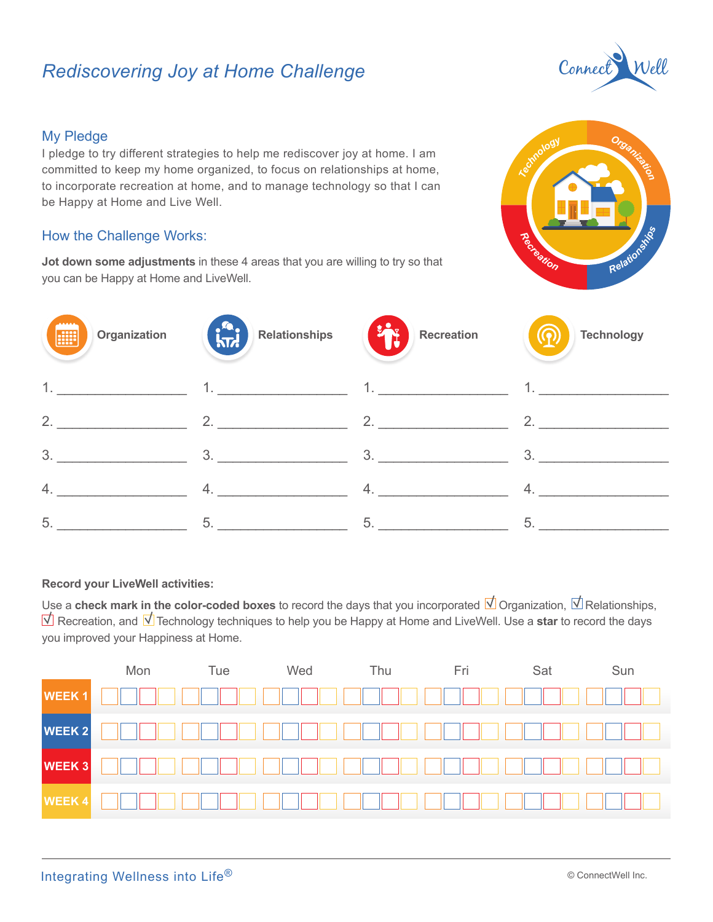# Rediscovering Joy at Home Challenge

## My Pledge

I pledge to try different strategies to help me rediscover joy at home. I am committed to keep my home organized, to focus on relationships at home, to incorporate recreation at home, and to manage technology so that I can be Happy at Home and Live Well.

## How the Challenge Works:

**Jot down some adjustments** in these 4 areas that you are willing to try so that you can be Happy at Home and LiveWell.

| Organization | Relationships | Recreation | Technology |
|---|---|---|---|
| 1. ________________ | 1. ________________ | 1. ________________ | 1. ________________ |
| 2. ________________ | 2. ________________ | 2. ________________ | 2. ________________ |
| 3. ________________ | 3. ________________ | 3. ________________ | 3. ________________ |
| 4. ________________ | 4. ________________ | 4. ________________ | 4. ________________ |
| 5. ________________ | 5. ________________ | 5. ________________ | 5. ________________ |

**Record your LiveWell activities:**

Use a **check mark in the color-coded boxes** to record the days that you incorporated ☐ Organization, ☐ Relationships, ☐ Recreation, and ☐ Technology techniques to help you be Happy at Home and LiveWell. Use a **star** to record the days you improved your Happiness at Home.

| | Mon | Tue | Wed | Thu | Fri | Sat | Sun |
|---|---|---|---|---|---|---|---|
| WEEK 1 | ☐☐☐☐ | ☐☐☐☐ | ☐☐☐☐ | ☐☐☐☐ | ☐☐☐☐ | ☐☐☐☐ | ☐☐☐☐ |
| WEEK 2 | ☐☐☐☐ | ☐☐☐☐ | ☐☐☐☐ | ☐☐☐☐ | ☐☐☐☐ | ☐☐☐☐ | ☐☐☐☐ |
| WEEK 3 | ☐☐☐☐ | ☐☐☐☐ | ☐☐☐☐ | ☐☐☐☐ | ☐☐☐☐ | ☐☐☐☐ | ☐☐☐☐ |
| WEEK 4 | ☐☐☐☐ | ☐☐☐☐ | ☐☐☐☐ | ☐☐☐☐ | ☐☐☐☐ | ☐☐☐☐ | ☐☐☐☐ |

Integrating Wellness into Life®

© ConnectWell Inc.